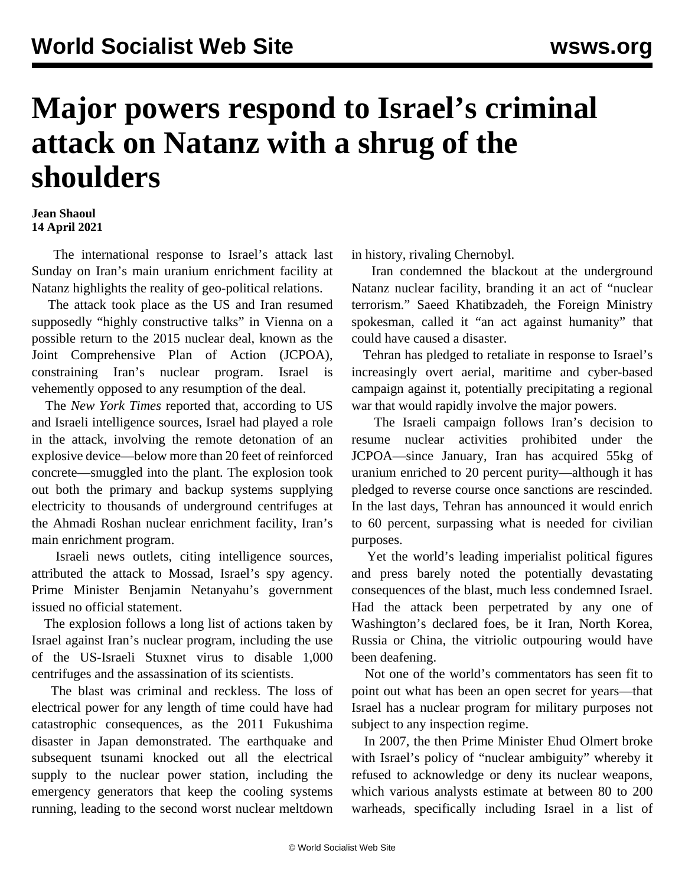# Major powers respond to Israel's criminal attack on Natanz with a shrug of the shoulders

**Jean Shaoul**
**14 April 2021**

The international response to Israel's attack last Sunday on Iran's main uranium enrichment facility at Natanz highlights the reality of geo-political relations.

The attack took place as the US and Iran resumed supposedly "highly constructive talks" in Vienna on a possible return to the 2015 nuclear deal, known as the Joint Comprehensive Plan of Action (JCPOA), constraining Iran's nuclear program. Israel is vehemently opposed to any resumption of the deal.

The *New York Times* reported that, according to US and Israeli intelligence sources, Israel had played a role in the attack, involving the remote detonation of an explosive device—below more than 20 feet of reinforced concrete—smuggled into the plant. The explosion took out both the primary and backup systems supplying electricity to thousands of underground centrifuges at the Ahmadi Roshan nuclear enrichment facility, Iran's main enrichment program.

Israeli news outlets, citing intelligence sources, attributed the attack to Mossad, Israel's spy agency. Prime Minister Benjamin Netanyahu's government issued no official statement.

The explosion follows a long list of actions taken by Israel against Iran's nuclear program, including the use of the US-Israeli Stuxnet virus to disable 1,000 centrifuges and the assassination of its scientists.

The blast was criminal and reckless. The loss of electrical power for any length of time could have had catastrophic consequences, as the 2011 Fukushima disaster in Japan demonstrated. The earthquake and subsequent tsunami knocked out all the electrical supply to the nuclear power station, including the emergency generators that keep the cooling systems running, leading to the second worst nuclear meltdown in history, rivaling Chernobyl.

Iran condemned the blackout at the underground Natanz nuclear facility, branding it an act of "nuclear terrorism." Saeed Khatibzadeh, the Foreign Ministry spokesman, called it "an act against humanity" that could have caused a disaster.

Tehran has pledged to retaliate in response to Israel's increasingly overt aerial, maritime and cyber-based campaign against it, potentially precipitating a regional war that would rapidly involve the major powers.

The Israeli campaign follows Iran's decision to resume nuclear activities prohibited under the JCPOA—since January, Iran has acquired 55kg of uranium enriched to 20 percent purity—although it has pledged to reverse course once sanctions are rescinded. In the last days, Tehran has announced it would enrich to 60 percent, surpassing what is needed for civilian purposes.

Yet the world's leading imperialist political figures and press barely noted the potentially devastating consequences of the blast, much less condemned Israel. Had the attack been perpetrated by any one of Washington's declared foes, be it Iran, North Korea, Russia or China, the vitriolic outpouring would have been deafening.

Not one of the world's commentators has seen fit to point out what has been an open secret for years—that Israel has a nuclear program for military purposes not subject to any inspection regime.

In 2007, the then Prime Minister Ehud Olmert broke with Israel's policy of "nuclear ambiguity" whereby it refused to acknowledge or deny its nuclear weapons, which various analysts estimate at between 80 to 200 warheads, specifically including Israel in a list of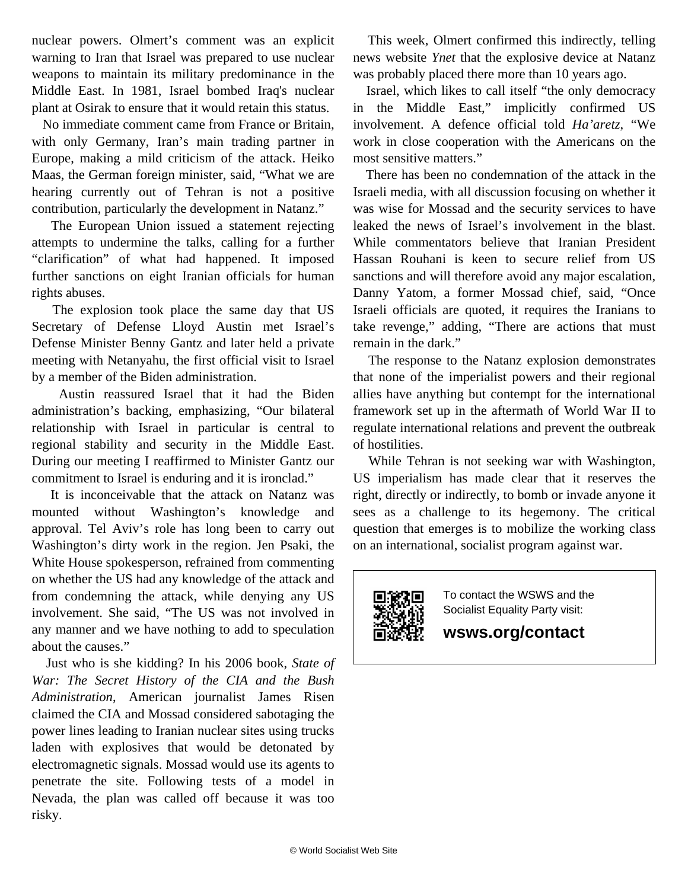nuclear powers. Olmert's comment was an explicit warning to Iran that Israel was prepared to use nuclear weapons to maintain its military predominance in the Middle East. In 1981, Israel bombed Iraq's nuclear plant at Osirak to ensure that it would retain this status.

No immediate comment came from France or Britain, with only Germany, Iran's main trading partner in Europe, making a mild criticism of the attack. Heiko Maas, the German foreign minister, said, "What we are hearing currently out of Tehran is not a positive contribution, particularly the development in Natanz."

The European Union issued a statement rejecting attempts to undermine the talks, calling for a further "clarification" of what had happened. It imposed further sanctions on eight Iranian officials for human rights abuses.

The explosion took place the same day that US Secretary of Defense Lloyd Austin met Israel's Defense Minister Benny Gantz and later held a private meeting with Netanyahu, the first official visit to Israel by a member of the Biden administration.

Austin reassured Israel that it had the Biden administration's backing, emphasizing, "Our bilateral relationship with Israel in particular is central to regional stability and security in the Middle East. During our meeting I reaffirmed to Minister Gantz our commitment to Israel is enduring and it is ironclad."

It is inconceivable that the attack on Natanz was mounted without Washington's knowledge and approval. Tel Aviv's role has long been to carry out Washington's dirty work in the region. Jen Psaki, the White House spokesperson, refrained from commenting on whether the US had any knowledge of the attack and from condemning the attack, while denying any US involvement. She said, "The US was not involved in any manner and we have nothing to add to speculation about the causes."

Just who is she kidding? In his 2006 book, *State of War: The Secret History of the CIA and the Bush Administration*, American journalist James Risen claimed the CIA and Mossad considered sabotaging the power lines leading to Iranian nuclear sites using trucks laden with explosives that would be detonated by electromagnetic signals. Mossad would use its agents to penetrate the site. Following tests of a model in Nevada, the plan was called off because it was too risky.

This week, Olmert confirmed this indirectly, telling news website *Ynet* that the explosive device at Natanz was probably placed there more than 10 years ago.

Israel, which likes to call itself "the only democracy in the Middle East," implicitly confirmed US involvement. A defence official told *Ha'aretz*, "We work in close cooperation with the Americans on the most sensitive matters."

There has been no condemnation of the attack in the Israeli media, with all discussion focusing on whether it was wise for Mossad and the security services to have leaked the news of Israel's involvement in the blast. While commentators believe that Iranian President Hassan Rouhani is keen to secure relief from US sanctions and will therefore avoid any major escalation, Danny Yatom, a former Mossad chief, said, "Once Israeli officials are quoted, it requires the Iranians to take revenge," adding, "There are actions that must remain in the dark."

The response to the Natanz explosion demonstrates that none of the imperialist powers and their regional allies have anything but contempt for the international framework set up in the aftermath of World War II to regulate international relations and prevent the outbreak of hostilities.

While Tehran is not seeking war with Washington, US imperialism has made clear that it reserves the right, directly or indirectly, to bomb or invade anyone it sees as a challenge to its hegemony. The critical question that emerges is to mobilize the working class on an international, socialist program against war.

To contact the WSWS and the Socialist Equality Party visit:

**wsws.org/contact**